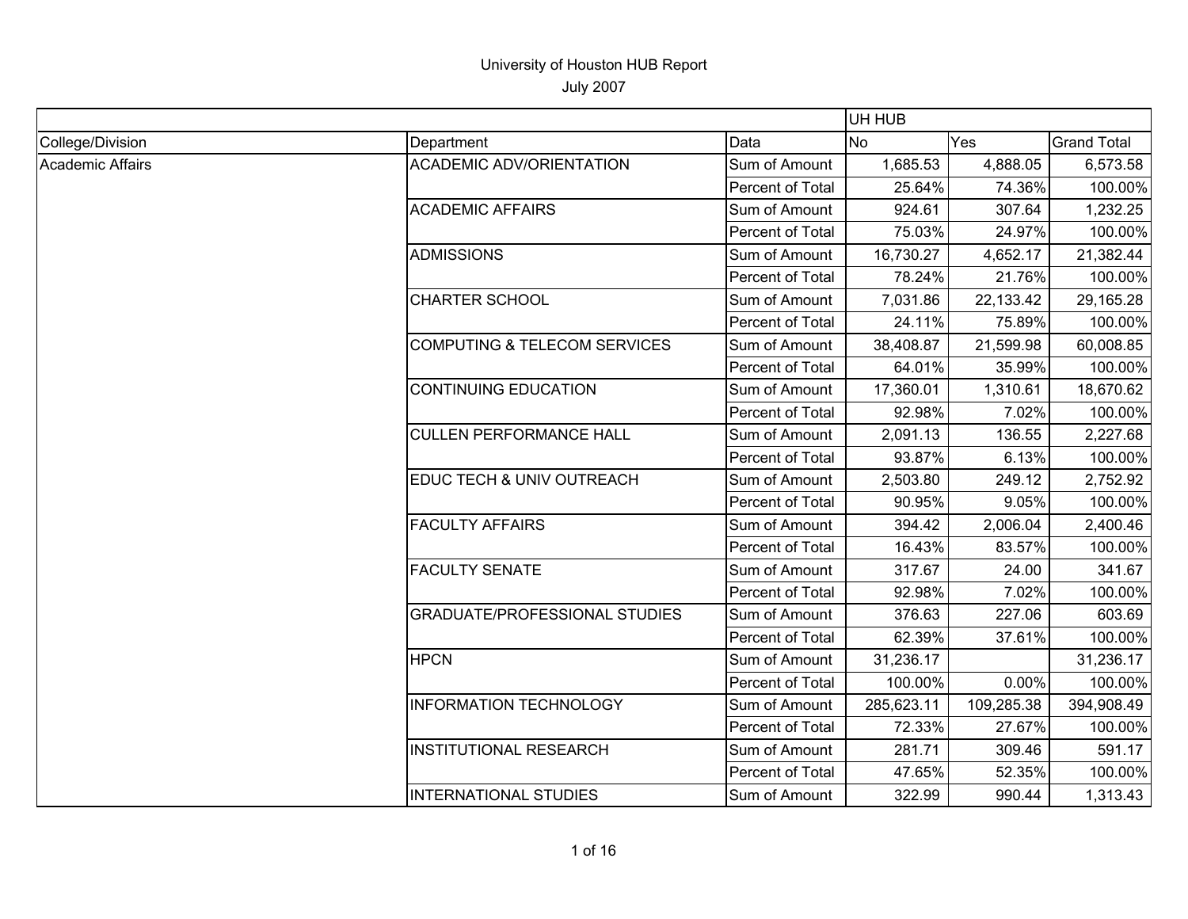# University of Houston HUB Report

July 2007

| | | | UH HUB | | |
|---|---|---|---|---|---|
| College/Division | Department | Data | No | Yes | Grand Total |
| Academic Affairs | ACADEMIC ADV/ORIENTATION | Sum of Amount | 1,685.53 | 4,888.05 | 6,573.58 |
| | | Percent of Total | 25.64% | 74.36% | 100.00% |
| | ACADEMIC AFFAIRS | Sum of Amount | 924.61 | 307.64 | 1,232.25 |
| | | Percent of Total | 75.03% | 24.97% | 100.00% |
| | ADMISSIONS | Sum of Amount | 16,730.27 | 4,652.17 | 21,382.44 |
| | | Percent of Total | 78.24% | 21.76% | 100.00% |
| | CHARTER SCHOOL | Sum of Amount | 7,031.86 | 22,133.42 | 29,165.28 |
| | | Percent of Total | 24.11% | 75.89% | 100.00% |
| | COMPUTING & TELECOM SERVICES | Sum of Amount | 38,408.87 | 21,599.98 | 60,008.85 |
| | | Percent of Total | 64.01% | 35.99% | 100.00% |
| | CONTINUING EDUCATION | Sum of Amount | 17,360.01 | 1,310.61 | 18,670.62 |
| | | Percent of Total | 92.98% | 7.02% | 100.00% |
| | CULLEN PERFORMANCE HALL | Sum of Amount | 2,091.13 | 136.55 | 2,227.68 |
| | | Percent of Total | 93.87% | 6.13% | 100.00% |
| | EDUC TECH & UNIV OUTREACH | Sum of Amount | 2,503.80 | 249.12 | 2,752.92 |
| | | Percent of Total | 90.95% | 9.05% | 100.00% |
| | FACULTY AFFAIRS | Sum of Amount | 394.42 | 2,006.04 | 2,400.46 |
| | | Percent of Total | 16.43% | 83.57% | 100.00% |
| | FACULTY SENATE | Sum of Amount | 317.67 | 24.00 | 341.67 |
| | | Percent of Total | 92.98% | 7.02% | 100.00% |
| | GRADUATE/PROFESSIONAL STUDIES | Sum of Amount | 376.63 | 227.06 | 603.69 |
| | | Percent of Total | 62.39% | 37.61% | 100.00% |
| | HPCN | Sum of Amount | 31,236.17 | | 31,236.17 |
| | | Percent of Total | 100.00% | 0.00% | 100.00% |
| | INFORMATION TECHNOLOGY | Sum of Amount | 285,623.11 | 109,285.38 | 394,908.49 |
| | | Percent of Total | 72.33% | 27.67% | 100.00% |
| | INSTITUTIONAL RESEARCH | Sum of Amount | 281.71 | 309.46 | 591.17 |
| | | Percent of Total | 47.65% | 52.35% | 100.00% |
| | INTERNATIONAL STUDIES | Sum of Amount | 322.99 | 990.44 | 1,313.43 |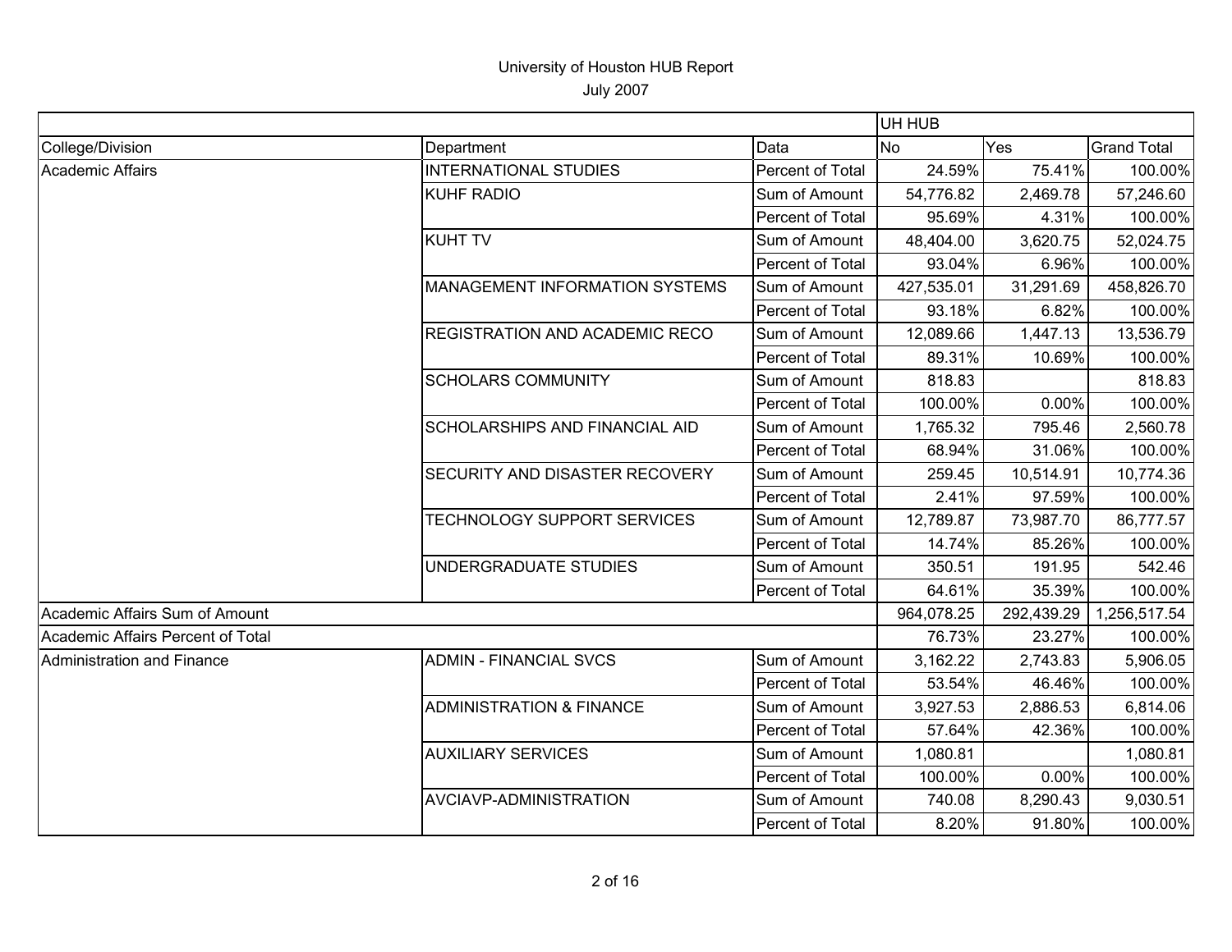# University of Houston HUB Report

July 2007

| | | | UH HUB | | |
|---|---|---|---|---|---|
| College/Division | Department | Data | No | Yes | Grand Total |
| Academic Affairs | INTERNATIONAL STUDIES | Percent of Total | 24.59% | 75.41% | 100.00% |
| | KUHF RADIO | Sum of Amount | 54,776.82 | 2,469.78 | 57,246.60 |
| | | Percent of Total | 95.69% | 4.31% | 100.00% |
| | KUHT TV | Sum of Amount | 48,404.00 | 3,620.75 | 52,024.75 |
| | | Percent of Total | 93.04% | 6.96% | 100.00% |
| | MANAGEMENT INFORMATION SYSTEMS | Sum of Amount | 427,535.01 | 31,291.69 | 458,826.70 |
| | | Percent of Total | 93.18% | 6.82% | 100.00% |
| | REGISTRATION AND ACADEMIC RECO | Sum of Amount | 12,089.66 | 1,447.13 | 13,536.79 |
| | | Percent of Total | 89.31% | 10.69% | 100.00% |
| | SCHOLARS COMMUNITY | Sum of Amount | 818.83 | | 818.83 |
| | | Percent of Total | 100.00% | 0.00% | 100.00% |
| | SCHOLARSHIPS AND FINANCIAL AID | Sum of Amount | 1,765.32 | 795.46 | 2,560.78 |
| | | Percent of Total | 68.94% | 31.06% | 100.00% |
| | SECURITY AND DISASTER RECOVERY | Sum of Amount | 259.45 | 10,514.91 | 10,774.36 |
| | | Percent of Total | 2.41% | 97.59% | 100.00% |
| | TECHNOLOGY SUPPORT SERVICES | Sum of Amount | 12,789.87 | 73,987.70 | 86,777.57 |
| | | Percent of Total | 14.74% | 85.26% | 100.00% |
| | UNDERGRADUATE STUDIES | Sum of Amount | 350.51 | 191.95 | 542.46 |
| | | Percent of Total | 64.61% | 35.39% | 100.00% |
| Academic Affairs Sum of Amount | | | 964,078.25 | 292,439.29 | 1,256,517.54 |
| Academic Affairs Percent of Total | | | 76.73% | 23.27% | 100.00% |
| Administration and Finance | ADMIN - FINANCIAL SVCS | Sum of Amount | 3,162.22 | 2,743.83 | 5,906.05 |
| | | Percent of Total | 53.54% | 46.46% | 100.00% |
| | ADMINISTRATION & FINANCE | Sum of Amount | 3,927.53 | 2,886.53 | 6,814.06 |
| | | Percent of Total | 57.64% | 42.36% | 100.00% |
| | AUXILIARY SERVICES | Sum of Amount | 1,080.81 | | 1,080.81 |
| | | Percent of Total | 100.00% | 0.00% | 100.00% |
| | AVCIAVP-ADMINISTRATION | Sum of Amount | 740.08 | 8,290.43 | 9,030.51 |
| | | Percent of Total | 8.20% | 91.80% | 100.00% |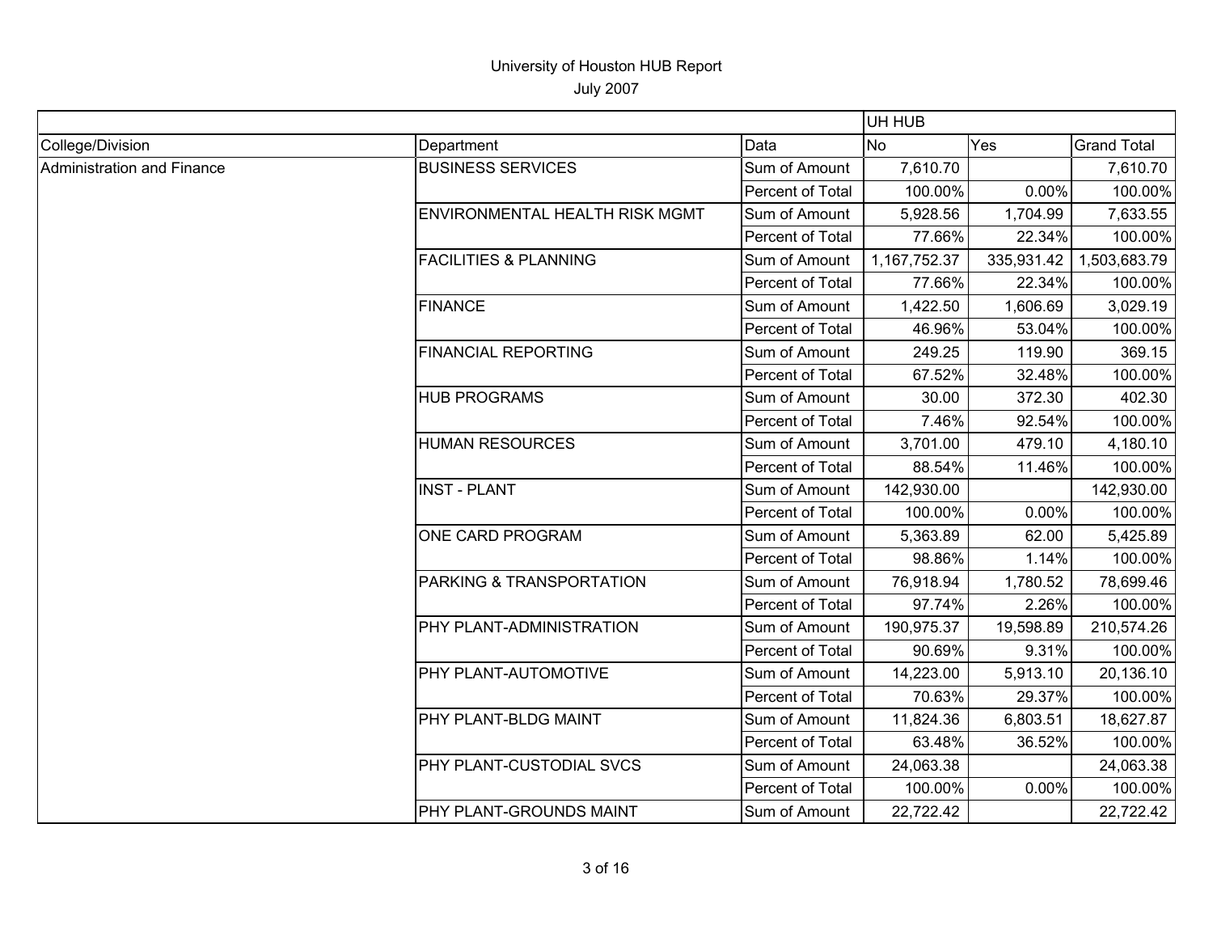# University of Houston HUB Report

July 2007

| | | | UH HUB | | |
|---|---|---|---|---|---|
| College/Division | Department | Data | No | Yes | Grand Total |
| Administration and Finance | BUSINESS SERVICES | Sum of Amount | 7,610.70 | | 7,610.70 |
| | | Percent of Total | 100.00% | 0.00% | 100.00% |
| | ENVIRONMENTAL HEALTH RISK MGMT | Sum of Amount | 5,928.56 | 1,704.99 | 7,633.55 |
| | | Percent of Total | 77.66% | 22.34% | 100.00% |
| | FACILITIES & PLANNING | Sum of Amount | 1,167,752.37 | 335,931.42 | 1,503,683.79 |
| | | Percent of Total | 77.66% | 22.34% | 100.00% |
| | FINANCE | Sum of Amount | 1,422.50 | 1,606.69 | 3,029.19 |
| | | Percent of Total | 46.96% | 53.04% | 100.00% |
| | FINANCIAL REPORTING | Sum of Amount | 249.25 | 119.90 | 369.15 |
| | | Percent of Total | 67.52% | 32.48% | 100.00% |
| | HUB PROGRAMS | Sum of Amount | 30.00 | 372.30 | 402.30 |
| | | Percent of Total | 7.46% | 92.54% | 100.00% |
| | HUMAN RESOURCES | Sum of Amount | 3,701.00 | 479.10 | 4,180.10 |
| | | Percent of Total | 88.54% | 11.46% | 100.00% |
| | INST - PLANT | Sum of Amount | 142,930.00 | | 142,930.00 |
| | | Percent of Total | 100.00% | 0.00% | 100.00% |
| | ONE CARD PROGRAM | Sum of Amount | 5,363.89 | 62.00 | 5,425.89 |
| | | Percent of Total | 98.86% | 1.14% | 100.00% |
| | PARKING & TRANSPORTATION | Sum of Amount | 76,918.94 | 1,780.52 | 78,699.46 |
| | | Percent of Total | 97.74% | 2.26% | 100.00% |
| | PHY PLANT-ADMINISTRATION | Sum of Amount | 190,975.37 | 19,598.89 | 210,574.26 |
| | | Percent of Total | 90.69% | 9.31% | 100.00% |
| | PHY PLANT-AUTOMOTIVE | Sum of Amount | 14,223.00 | 5,913.10 | 20,136.10 |
| | | Percent of Total | 70.63% | 29.37% | 100.00% |
| | PHY PLANT-BLDG MAINT | Sum of Amount | 11,824.36 | 6,803.51 | 18,627.87 |
| | | Percent of Total | 63.48% | 36.52% | 100.00% |
| | PHY PLANT-CUSTODIAL SVCS | Sum of Amount | 24,063.38 | | 24,063.38 |
| | | Percent of Total | 100.00% | 0.00% | 100.00% |
| | PHY PLANT-GROUNDS MAINT | Sum of Amount | 22,722.42 | | 22,722.42 |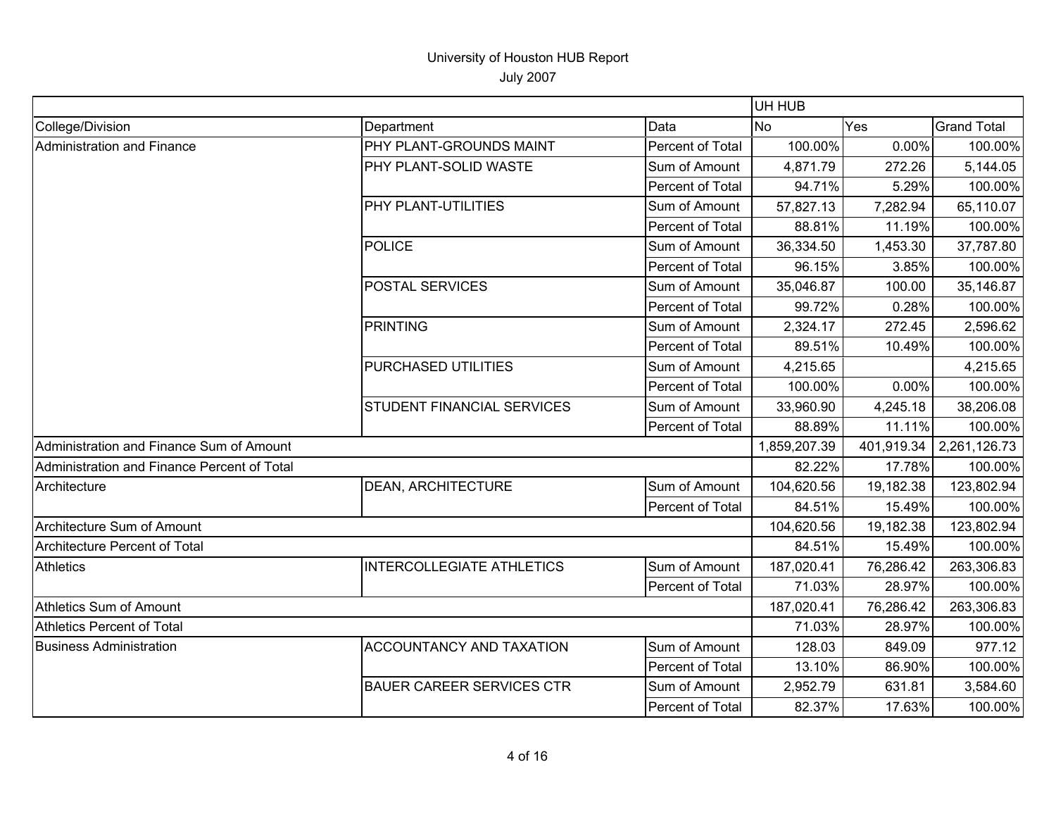# University of Houston HUB Report

July 2007

| | | | UH HUB | | |
|---|---|---|---|---|---|
| College/Division | Department | Data | No | Yes | Grand Total |
| Administration and Finance | PHY PLANT-GROUNDS MAINT | Percent of Total | 100.00% | 0.00% | 100.00% |
| | PHY PLANT-SOLID WASTE | Sum of Amount | 4,871.79 | 272.26 | 5,144.05 |
| | | Percent of Total | 94.71% | 5.29% | 100.00% |
| | PHY PLANT-UTILITIES | Sum of Amount | 57,827.13 | 7,282.94 | 65,110.07 |
| | | Percent of Total | 88.81% | 11.19% | 100.00% |
| | POLICE | Sum of Amount | 36,334.50 | 1,453.30 | 37,787.80 |
| | | Percent of Total | 96.15% | 3.85% | 100.00% |
| | POSTAL SERVICES | Sum of Amount | 35,046.87 | 100.00 | 35,146.87 |
| | | Percent of Total | 99.72% | 0.28% | 100.00% |
| | PRINTING | Sum of Amount | 2,324.17 | 272.45 | 2,596.62 |
| | | Percent of Total | 89.51% | 10.49% | 100.00% |
| | PURCHASED UTILITIES | Sum of Amount | 4,215.65 | | 4,215.65 |
| | | Percent of Total | 100.00% | 0.00% | 100.00% |
| | STUDENT FINANCIAL SERVICES | Sum of Amount | 33,960.90 | 4,245.18 | 38,206.08 |
| | | Percent of Total | 88.89% | 11.11% | 100.00% |
| Administration and Finance Sum of Amount | | | 1,859,207.39 | 401,919.34 | 2,261,126.73 |
| Administration and Finance Percent of Total | | | 82.22% | 17.78% | 100.00% |
| Architecture | DEAN, ARCHITECTURE | Sum of Amount | 104,620.56 | 19,182.38 | 123,802.94 |
| | | Percent of Total | 84.51% | 15.49% | 100.00% |
| Architecture Sum of Amount | | | 104,620.56 | 19,182.38 | 123,802.94 |
| Architecture Percent of Total | | | 84.51% | 15.49% | 100.00% |
| Athletics | INTERCOLLEGIATE ATHLETICS | Sum of Amount | 187,020.41 | 76,286.42 | 263,306.83 |
| | | Percent of Total | 71.03% | 28.97% | 100.00% |
| Athletics Sum of Amount | | | 187,020.41 | 76,286.42 | 263,306.83 |
| Athletics Percent of Total | | | 71.03% | 28.97% | 100.00% |
| Business Administration | ACCOUNTANCY AND TAXATION | Sum of Amount | 128.03 | 849.09 | 977.12 |
| | | Percent of Total | 13.10% | 86.90% | 100.00% |
| | BAUER CAREER SERVICES CTR | Sum of Amount | 2,952.79 | 631.81 | 3,584.60 |
| | | Percent of Total | 82.37% | 17.63% | 100.00% |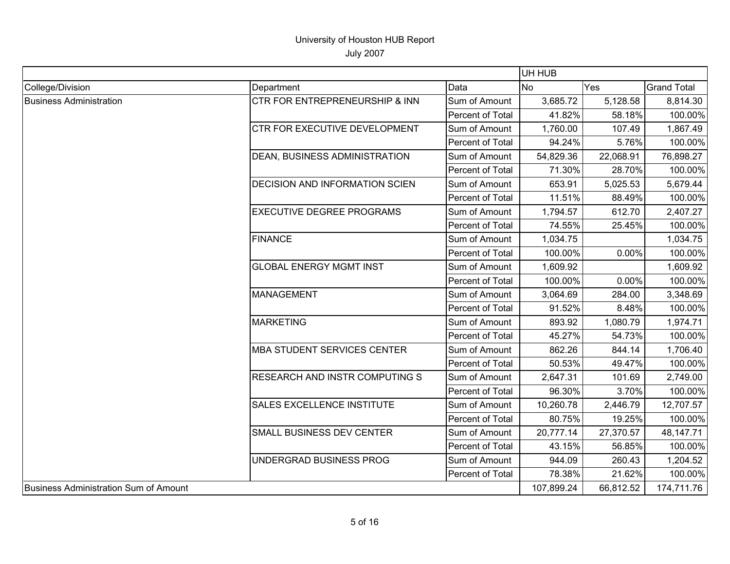University of Houston HUB Report

July 2007

| | | | UH HUB | | |
|---|---|---|---|---|---|
| College/Division | Department | Data | No | Yes | Grand Total |
| Business Administration | CTR FOR ENTREPRENEURSHIP & INN | Sum of Amount | 3,685.72 | 5,128.58 | 8,814.30 |
| | | Percent of Total | 41.82% | 58.18% | 100.00% |
| | CTR FOR EXECUTIVE DEVELOPMENT | Sum of Amount | 1,760.00 | 107.49 | 1,867.49 |
| | | Percent of Total | 94.24% | 5.76% | 100.00% |
| | DEAN, BUSINESS ADMINISTRATION | Sum of Amount | 54,829.36 | 22,068.91 | 76,898.27 |
| | | Percent of Total | 71.30% | 28.70% | 100.00% |
| | DECISION AND INFORMATION SCIEN | Sum of Amount | 653.91 | 5,025.53 | 5,679.44 |
| | | Percent of Total | 11.51% | 88.49% | 100.00% |
| | EXECUTIVE DEGREE PROGRAMS | Sum of Amount | 1,794.57 | 612.70 | 2,407.27 |
| | | Percent of Total | 74.55% | 25.45% | 100.00% |
| | FINANCE | Sum of Amount | 1,034.75 | | 1,034.75 |
| | | Percent of Total | 100.00% | 0.00% | 100.00% |
| | GLOBAL ENERGY MGMT INST | Sum of Amount | 1,609.92 | | 1,609.92 |
| | | Percent of Total | 100.00% | 0.00% | 100.00% |
| | MANAGEMENT | Sum of Amount | 3,064.69 | 284.00 | 3,348.69 |
| | | Percent of Total | 91.52% | 8.48% | 100.00% |
| | MARKETING | Sum of Amount | 893.92 | 1,080.79 | 1,974.71 |
| | | Percent of Total | 45.27% | 54.73% | 100.00% |
| | MBA STUDENT SERVICES CENTER | Sum of Amount | 862.26 | 844.14 | 1,706.40 |
| | | Percent of Total | 50.53% | 49.47% | 100.00% |
| | RESEARCH AND INSTR COMPUTING S | Sum of Amount | 2,647.31 | 101.69 | 2,749.00 |
| | | Percent of Total | 96.30% | 3.70% | 100.00% |
| | SALES EXCELLENCE INSTITUTE | Sum of Amount | 10,260.78 | 2,446.79 | 12,707.57 |
| | | Percent of Total | 80.75% | 19.25% | 100.00% |
| | SMALL BUSINESS DEV CENTER | Sum of Amount | 20,777.14 | 27,370.57 | 48,147.71 |
| | | Percent of Total | 43.15% | 56.85% | 100.00% |
| | UNDERGRAD BUSINESS PROG | Sum of Amount | 944.09 | 260.43 | 1,204.52 |
| | | Percent of Total | 78.38% | 21.62% | 100.00% |
| Business Administration Sum of Amount | | | 107,899.24 | 66,812.52 | 174,711.76 |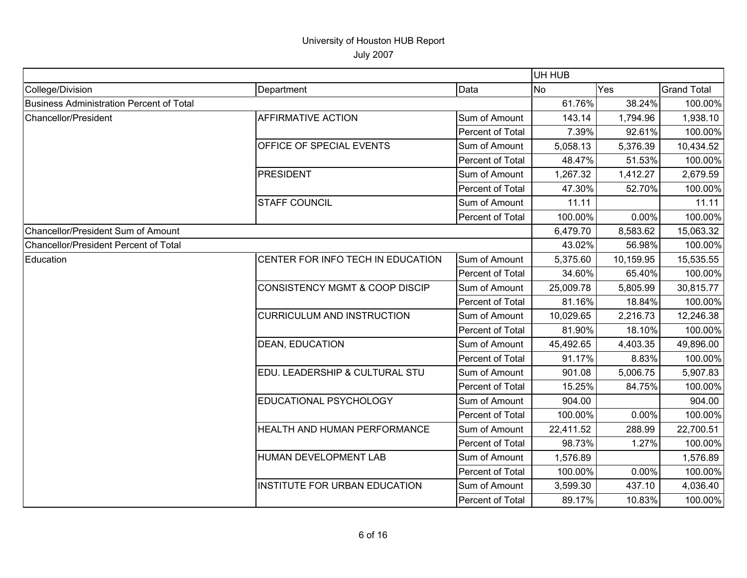# University of Houston HUB Report

July 2007

| | | | UH HUB | | |
|---|---|---|---|---|---|
| College/Division | Department | Data | No | Yes | Grand Total |
| Business Administration Percent of Total | | | 61.76% | 38.24% | 100.00% |
| Chancellor/President | AFFIRMATIVE ACTION | Sum of Amount | 143.14 | 1,794.96 | 1,938.10 |
| | | Percent of Total | 7.39% | 92.61% | 100.00% |
| | OFFICE OF SPECIAL EVENTS | Sum of Amount | 5,058.13 | 5,376.39 | 10,434.52 |
| | | Percent of Total | 48.47% | 51.53% | 100.00% |
| | PRESIDENT | Sum of Amount | 1,267.32 | 1,412.27 | 2,679.59 |
| | | Percent of Total | 47.30% | 52.70% | 100.00% |
| | STAFF COUNCIL | Sum of Amount | 11.11 | | 11.11 |
| | | Percent of Total | 100.00% | 0.00% | 100.00% |
| Chancellor/President Sum of Amount | | | 6,479.70 | 8,583.62 | 15,063.32 |
| Chancellor/President Percent of Total | | | 43.02% | 56.98% | 100.00% |
| Education | CENTER FOR INFO TECH IN EDUCATION | Sum of Amount | 5,375.60 | 10,159.95 | 15,535.55 |
| | | Percent of Total | 34.60% | 65.40% | 100.00% |
| | CONSISTENCY MGMT & COOP DISCIP | Sum of Amount | 25,009.78 | 5,805.99 | 30,815.77 |
| | | Percent of Total | 81.16% | 18.84% | 100.00% |
| | CURRICULUM AND INSTRUCTION | Sum of Amount | 10,029.65 | 2,216.73 | 12,246.38 |
| | | Percent of Total | 81.90% | 18.10% | 100.00% |
| | DEAN, EDUCATION | Sum of Amount | 45,492.65 | 4,403.35 | 49,896.00 |
| | | Percent of Total | 91.17% | 8.83% | 100.00% |
| | EDU. LEADERSHIP & CULTURAL STU | Sum of Amount | 901.08 | 5,006.75 | 5,907.83 |
| | | Percent of Total | 15.25% | 84.75% | 100.00% |
| | EDUCATIONAL PSYCHOLOGY | Sum of Amount | 904.00 | | 904.00 |
| | | Percent of Total | 100.00% | 0.00% | 100.00% |
| | HEALTH AND HUMAN PERFORMANCE | Sum of Amount | 22,411.52 | 288.99 | 22,700.51 |
| | | Percent of Total | 98.73% | 1.27% | 100.00% |
| | HUMAN DEVELOPMENT LAB | Sum of Amount | 1,576.89 | | 1,576.89 |
| | | Percent of Total | 100.00% | 0.00% | 100.00% |
| | INSTITUTE FOR URBAN EDUCATION | Sum of Amount | 3,599.30 | 437.10 | 4,036.40 |
| | | Percent of Total | 89.17% | 10.83% | 100.00% |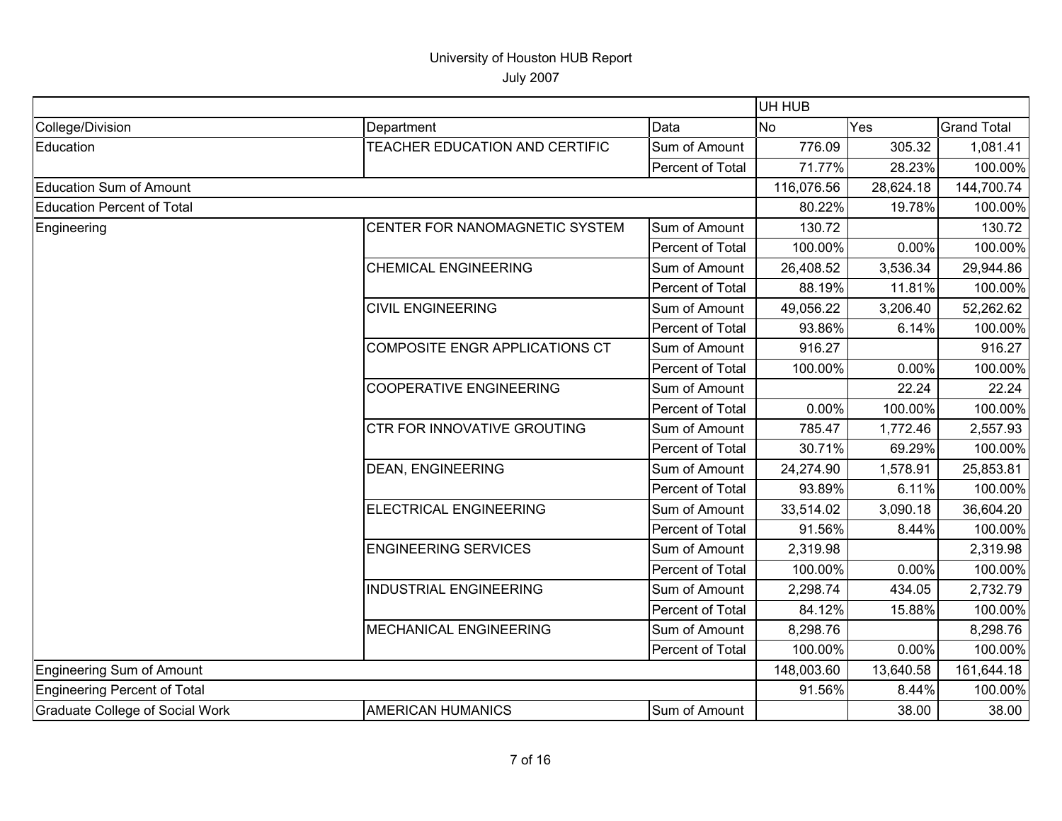# University of Houston HUB Report

July 2007

| | | | UH HUB | | |
|---|---|---|---|---|---|
| College/Division | Department | Data | No | Yes | Grand Total |
| Education | TEACHER EDUCATION AND CERTIFIC | Sum of Amount | 776.09 | 305.32 | 1,081.41 |
| | | Percent of Total | 71.77% | 28.23% | 100.00% |
| Education Sum of Amount | | | 116,076.56 | 28,624.18 | 144,700.74 |
| Education Percent of Total | | | 80.22% | 19.78% | 100.00% |
| Engineering | CENTER FOR NANOMAGNETIC SYSTEM | Sum of Amount | 130.72 | | 130.72 |
| | | Percent of Total | 100.00% | 0.00% | 100.00% |
| | CHEMICAL ENGINEERING | Sum of Amount | 26,408.52 | 3,536.34 | 29,944.86 |
| | | Percent of Total | 88.19% | 11.81% | 100.00% |
| | CIVIL ENGINEERING | Sum of Amount | 49,056.22 | 3,206.40 | 52,262.62 |
| | | Percent of Total | 93.86% | 6.14% | 100.00% |
| | COMPOSITE ENGR APPLICATIONS CT | Sum of Amount | 916.27 | | 916.27 |
| | | Percent of Total | 100.00% | 0.00% | 100.00% |
| | COOPERATIVE ENGINEERING | Sum of Amount | | 22.24 | 22.24 |
| | | Percent of Total | 0.00% | 100.00% | 100.00% |
| | CTR FOR INNOVATIVE GROUTING | Sum of Amount | 785.47 | 1,772.46 | 2,557.93 |
| | | Percent of Total | 30.71% | 69.29% | 100.00% |
| | DEAN, ENGINEERING | Sum of Amount | 24,274.90 | 1,578.91 | 25,853.81 |
| | | Percent of Total | 93.89% | 6.11% | 100.00% |
| | ELECTRICAL ENGINEERING | Sum of Amount | 33,514.02 | 3,090.18 | 36,604.20 |
| | | Percent of Total | 91.56% | 8.44% | 100.00% |
| | ENGINEERING SERVICES | Sum of Amount | 2,319.98 | | 2,319.98 |
| | | Percent of Total | 100.00% | 0.00% | 100.00% |
| | INDUSTRIAL ENGINEERING | Sum of Amount | 2,298.74 | 434.05 | 2,732.79 |
| | | Percent of Total | 84.12% | 15.88% | 100.00% |
| | MECHANICAL ENGINEERING | Sum of Amount | 8,298.76 | | 8,298.76 |
| | | Percent of Total | 100.00% | 0.00% | 100.00% |
| Engineering Sum of Amount | | | 148,003.60 | 13,640.58 | 161,644.18 |
| Engineering Percent of Total | | | 91.56% | 8.44% | 100.00% |
| Graduate College of Social Work | AMERICAN HUMANICS | Sum of Amount | | 38.00 | 38.00 |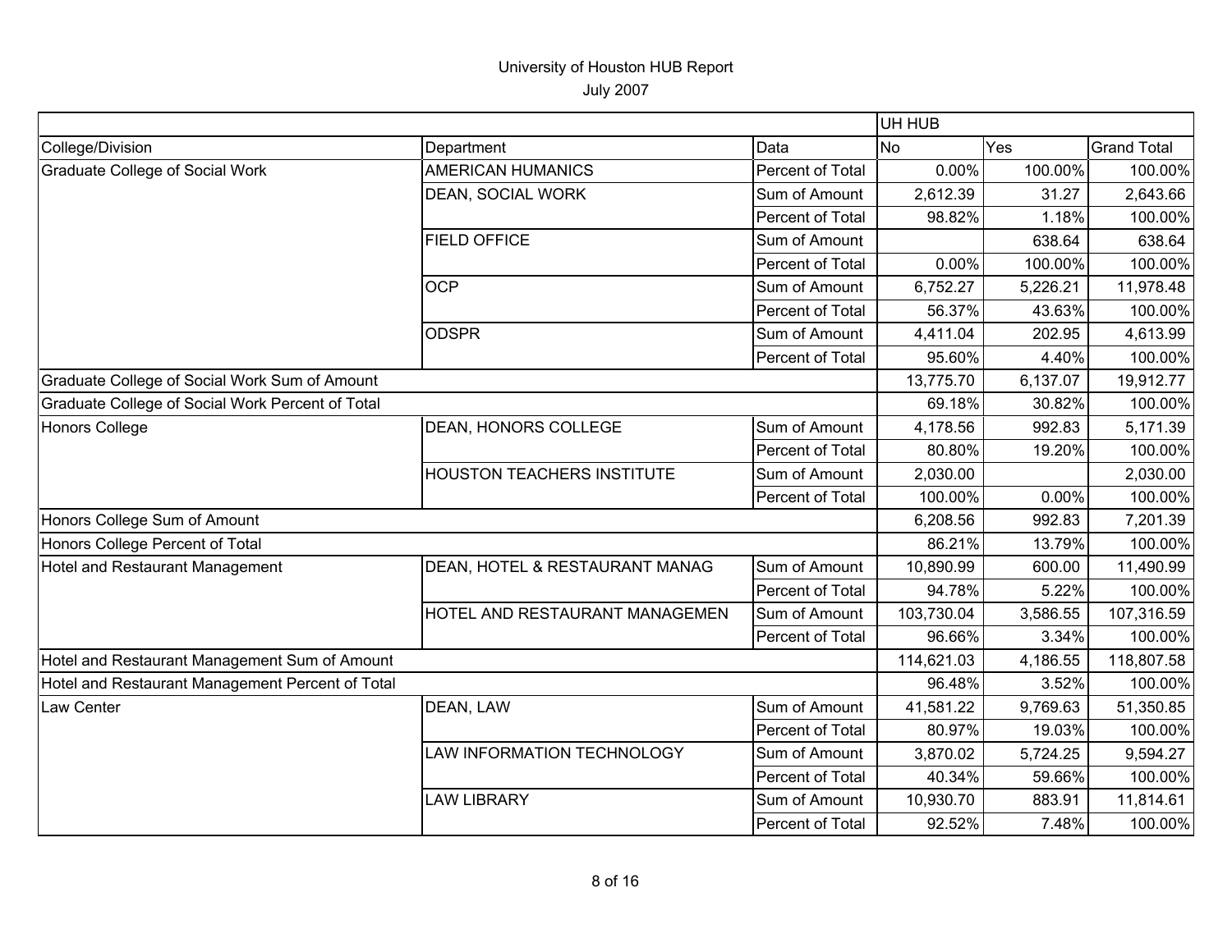# University of Houston HUB Report

July 2007

| | | | UH HUB | | |
|---|---|---|---|---|---|
| College/Division | Department | Data | No | Yes | Grand Total |
| Graduate College of Social Work | AMERICAN HUMANICS | Percent of Total | 0.00% | 100.00% | 100.00% |
| | DEAN, SOCIAL WORK | Sum of Amount | 2,612.39 | 31.27 | 2,643.66 |
| | | Percent of Total | 98.82% | 1.18% | 100.00% |
| | FIELD OFFICE | Sum of Amount | | 638.64 | 638.64 |
| | | Percent of Total | 0.00% | 100.00% | 100.00% |
| | OCP | Sum of Amount | 6,752.27 | 5,226.21 | 11,978.48 |
| | | Percent of Total | 56.37% | 43.63% | 100.00% |
| | ODSPR | Sum of Amount | 4,411.04 | 202.95 | 4,613.99 |
| | | Percent of Total | 95.60% | 4.40% | 100.00% |
| Graduate College of Social Work Sum of Amount | | | 13,775.70 | 6,137.07 | 19,912.77 |
| Graduate College of Social Work Percent of Total | | | 69.18% | 30.82% | 100.00% |
| Honors College | DEAN, HONORS COLLEGE | Sum of Amount | 4,178.56 | 992.83 | 5,171.39 |
| | | Percent of Total | 80.80% | 19.20% | 100.00% |
| | HOUSTON TEACHERS INSTITUTE | Sum of Amount | 2,030.00 | | 2,030.00 |
| | | Percent of Total | 100.00% | 0.00% | 100.00% |
| Honors College Sum of Amount | | | 6,208.56 | 992.83 | 7,201.39 |
| Honors College Percent of Total | | | 86.21% | 13.79% | 100.00% |
| Hotel and Restaurant Management | DEAN, HOTEL & RESTAURANT MANAG | Sum of Amount | 10,890.99 | 600.00 | 11,490.99 |
| | | Percent of Total | 94.78% | 5.22% | 100.00% |
| | HOTEL AND RESTAURANT MANAGEMEN | Sum of Amount | 103,730.04 | 3,586.55 | 107,316.59 |
| | | Percent of Total | 96.66% | 3.34% | 100.00% |
| Hotel and Restaurant Management Sum of Amount | | | 114,621.03 | 4,186.55 | 118,807.58 |
| Hotel and Restaurant Management Percent of Total | | | 96.48% | 3.52% | 100.00% |
| Law Center | DEAN, LAW | Sum of Amount | 41,581.22 | 9,769.63 | 51,350.85 |
| | | Percent of Total | 80.97% | 19.03% | 100.00% |
| | LAW INFORMATION TECHNOLOGY | Sum of Amount | 3,870.02 | 5,724.25 | 9,594.27 |
| | | Percent of Total | 40.34% | 59.66% | 100.00% |
| | LAW LIBRARY | Sum of Amount | 10,930.70 | 883.91 | 11,814.61 |
| | | Percent of Total | 92.52% | 7.48% | 100.00% |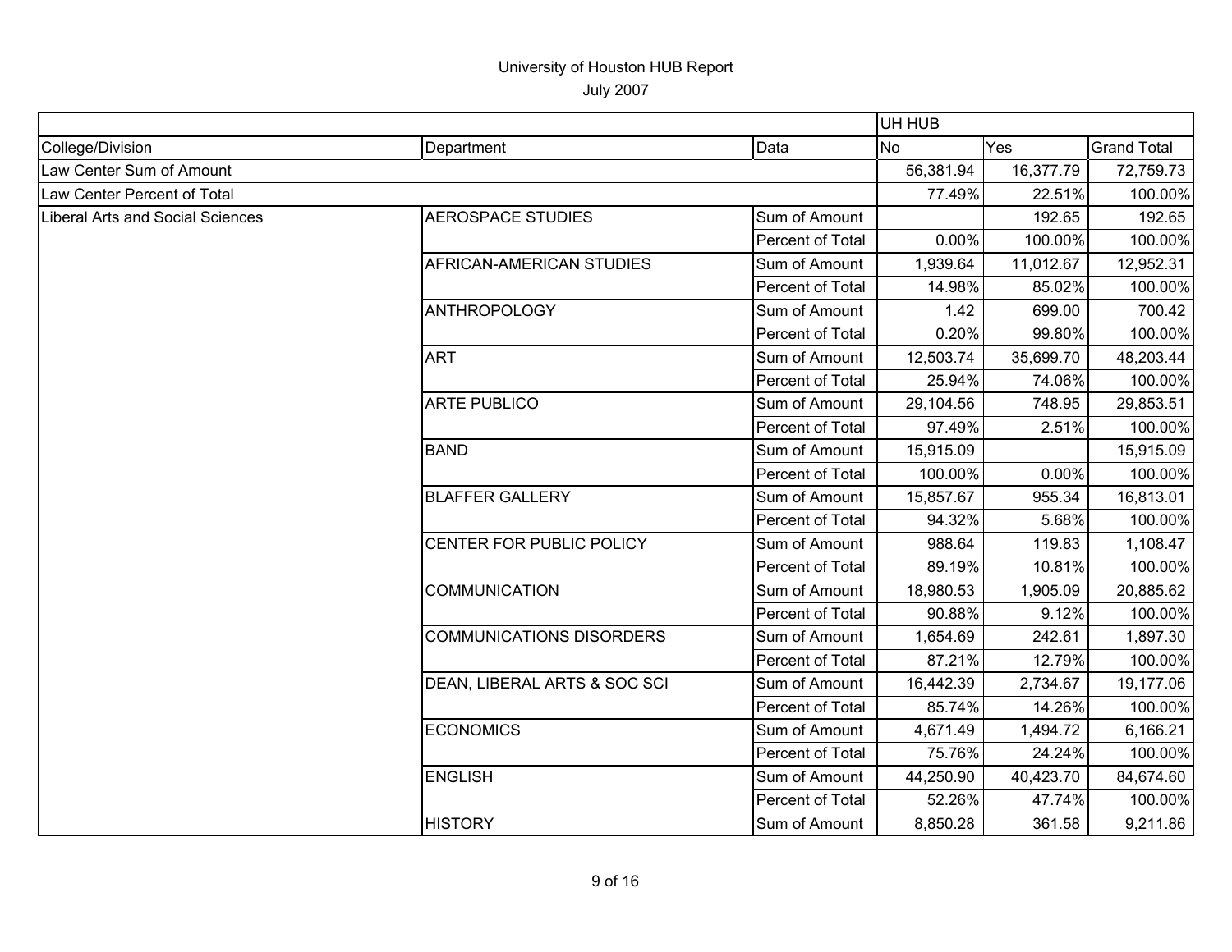# University of Houston HUB Report

July 2007

| | | | UH HUB | | |
|---|---|---|---|---|---|
| College/Division | Department | Data | No | Yes | Grand Total |
| Law Center Sum of Amount | | | 56,381.94 | 16,377.79 | 72,759.73 |
| Law Center Percent of Total | | | 77.49% | 22.51% | 100.00% |
| Liberal Arts and Social Sciences | AEROSPACE STUDIES | Sum of Amount | | 192.65 | 192.65 |
| | | Percent of Total | 0.00% | 100.00% | 100.00% |
| | AFRICAN-AMERICAN STUDIES | Sum of Amount | 1,939.64 | 11,012.67 | 12,952.31 |
| | | Percent of Total | 14.98% | 85.02% | 100.00% |
| | ANTHROPOLOGY | Sum of Amount | 1.42 | 699.00 | 700.42 |
| | | Percent of Total | 0.20% | 99.80% | 100.00% |
| | ART | Sum of Amount | 12,503.74 | 35,699.70 | 48,203.44 |
| | | Percent of Total | 25.94% | 74.06% | 100.00% |
| | ARTE PUBLICO | Sum of Amount | 29,104.56 | 748.95 | 29,853.51 |
| | | Percent of Total | 97.49% | 2.51% | 100.00% |
| | BAND | Sum of Amount | 15,915.09 | | 15,915.09 |
| | | Percent of Total | 100.00% | 0.00% | 100.00% |
| | BLAFFER GALLERY | Sum of Amount | 15,857.67 | 955.34 | 16,813.01 |
| | | Percent of Total | 94.32% | 5.68% | 100.00% |
| | CENTER FOR PUBLIC POLICY | Sum of Amount | 988.64 | 119.83 | 1,108.47 |
| | | Percent of Total | 89.19% | 10.81% | 100.00% |
| | COMMUNICATION | Sum of Amount | 18,980.53 | 1,905.09 | 20,885.62 |
| | | Percent of Total | 90.88% | 9.12% | 100.00% |
| | COMMUNICATIONS DISORDERS | Sum of Amount | 1,654.69 | 242.61 | 1,897.30 |
| | | Percent of Total | 87.21% | 12.79% | 100.00% |
| | DEAN, LIBERAL ARTS & SOC SCI | Sum of Amount | 16,442.39 | 2,734.67 | 19,177.06 |
| | | Percent of Total | 85.74% | 14.26% | 100.00% |
| | ECONOMICS | Sum of Amount | 4,671.49 | 1,494.72 | 6,166.21 |
| | | Percent of Total | 75.76% | 24.24% | 100.00% |
| | ENGLISH | Sum of Amount | 44,250.90 | 40,423.70 | 84,674.60 |
| | | Percent of Total | 52.26% | 47.74% | 100.00% |
| | HISTORY | Sum of Amount | 8,850.28 | 361.58 | 9,211.86 |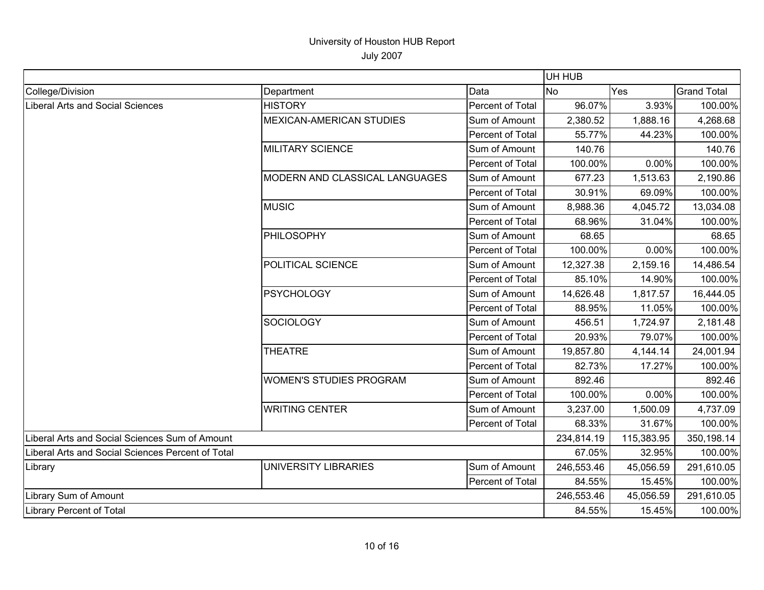# University of Houston HUB Report

July 2007

| | | | UH HUB | | |
|---|---|---|---|---|---|
| College/Division | Department | Data | No | Yes | Grand Total |
| Liberal Arts and Social Sciences | HISTORY | Percent of Total | 96.07% | 3.93% | 100.00% |
| | MEXICAN-AMERICAN STUDIES | Sum of Amount | 2,380.52 | 1,888.16 | 4,268.68 |
| | | Percent of Total | 55.77% | 44.23% | 100.00% |
| | MILITARY SCIENCE | Sum of Amount | 140.76 | | 140.76 |
| | | Percent of Total | 100.00% | 0.00% | 100.00% |
| | MODERN AND CLASSICAL LANGUAGES | Sum of Amount | 677.23 | 1,513.63 | 2,190.86 |
| | | Percent of Total | 30.91% | 69.09% | 100.00% |
| | MUSIC | Sum of Amount | 8,988.36 | 4,045.72 | 13,034.08 |
| | | Percent of Total | 68.96% | 31.04% | 100.00% |
| | PHILOSOPHY | Sum of Amount | 68.65 | | 68.65 |
| | | Percent of Total | 100.00% | 0.00% | 100.00% |
| | POLITICAL SCIENCE | Sum of Amount | 12,327.38 | 2,159.16 | 14,486.54 |
| | | Percent of Total | 85.10% | 14.90% | 100.00% |
| | PSYCHOLOGY | Sum of Amount | 14,626.48 | 1,817.57 | 16,444.05 |
| | | Percent of Total | 88.95% | 11.05% | 100.00% |
| | SOCIOLOGY | Sum of Amount | 456.51 | 1,724.97 | 2,181.48 |
| | | Percent of Total | 20.93% | 79.07% | 100.00% |
| | THEATRE | Sum of Amount | 19,857.80 | 4,144.14 | 24,001.94 |
| | | Percent of Total | 82.73% | 17.27% | 100.00% |
| | WOMEN'S STUDIES PROGRAM | Sum of Amount | 892.46 | | 892.46 |
| | | Percent of Total | 100.00% | 0.00% | 100.00% |
| | WRITING CENTER | Sum of Amount | 3,237.00 | 1,500.09 | 4,737.09 |
| | | Percent of Total | 68.33% | 31.67% | 100.00% |
| Liberal Arts and Social Sciences Sum of Amount | | | 234,814.19 | 115,383.95 | 350,198.14 |
| Liberal Arts and Social Sciences Percent of Total | | | 67.05% | 32.95% | 100.00% |
| Library | UNIVERSITY LIBRARIES | Sum of Amount | 246,553.46 | 45,056.59 | 291,610.05 |
| | | Percent of Total | 84.55% | 15.45% | 100.00% |
| Library Sum of Amount | | | 246,553.46 | 45,056.59 | 291,610.05 |
| Library Percent of Total | | | 84.55% | 15.45% | 100.00% |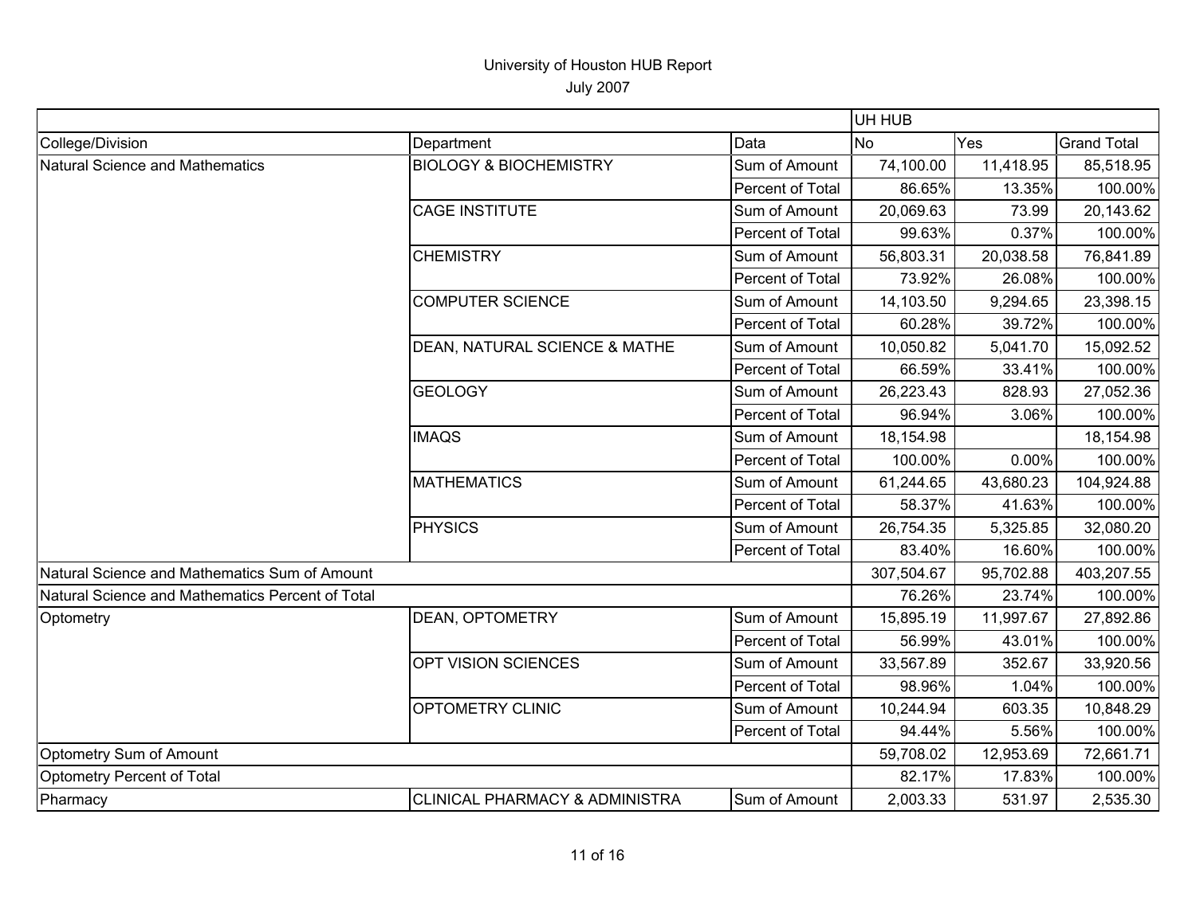# University of Houston HUB Report

July 2007

| | | | UH HUB | | |
|---|---|---|---|---|---|
| College/Division | Department | Data | No | Yes | Grand Total |
| Natural Science and Mathematics | BIOLOGY & BIOCHEMISTRY | Sum of Amount | 74,100.00 | 11,418.95 | 85,518.95 |
| | | Percent of Total | 86.65% | 13.35% | 100.00% |
| | CAGE INSTITUTE | Sum of Amount | 20,069.63 | 73.99 | 20,143.62 |
| | | Percent of Total | 99.63% | 0.37% | 100.00% |
| | CHEMISTRY | Sum of Amount | 56,803.31 | 20,038.58 | 76,841.89 |
| | | Percent of Total | 73.92% | 26.08% | 100.00% |
| | COMPUTER SCIENCE | Sum of Amount | 14,103.50 | 9,294.65 | 23,398.15 |
| | | Percent of Total | 60.28% | 39.72% | 100.00% |
| | DEAN, NATURAL SCIENCE & MATHE | Sum of Amount | 10,050.82 | 5,041.70 | 15,092.52 |
| | | Percent of Total | 66.59% | 33.41% | 100.00% |
| | GEOLOGY | Sum of Amount | 26,223.43 | 828.93 | 27,052.36 |
| | | Percent of Total | 96.94% | 3.06% | 100.00% |
| | IMAQS | Sum of Amount | 18,154.98 | | 18,154.98 |
| | | Percent of Total | 100.00% | 0.00% | 100.00% |
| | MATHEMATICS | Sum of Amount | 61,244.65 | 43,680.23 | 104,924.88 |
| | | Percent of Total | 58.37% | 41.63% | 100.00% |
| | PHYSICS | Sum of Amount | 26,754.35 | 5,325.85 | 32,080.20 |
| | | Percent of Total | 83.40% | 16.60% | 100.00% |
| Natural Science and Mathematics Sum of Amount | | | 307,504.67 | 95,702.88 | 403,207.55 |
| Natural Science and Mathematics Percent of Total | | | 76.26% | 23.74% | 100.00% |
| Optometry | DEAN, OPTOMETRY | Sum of Amount | 15,895.19 | 11,997.67 | 27,892.86 |
| | | Percent of Total | 56.99% | 43.01% | 100.00% |
| | OPT VISION SCIENCES | Sum of Amount | 33,567.89 | 352.67 | 33,920.56 |
| | | Percent of Total | 98.96% | 1.04% | 100.00% |
| | OPTOMETRY CLINIC | Sum of Amount | 10,244.94 | 603.35 | 10,848.29 |
| | | Percent of Total | 94.44% | 5.56% | 100.00% |
| Optometry Sum of Amount | | | 59,708.02 | 12,953.69 | 72,661.71 |
| Optometry Percent of Total | | | 82.17% | 17.83% | 100.00% |
| Pharmacy | CLINICAL PHARMACY & ADMINISTRA | Sum of Amount | 2,003.33 | 531.97 | 2,535.30 |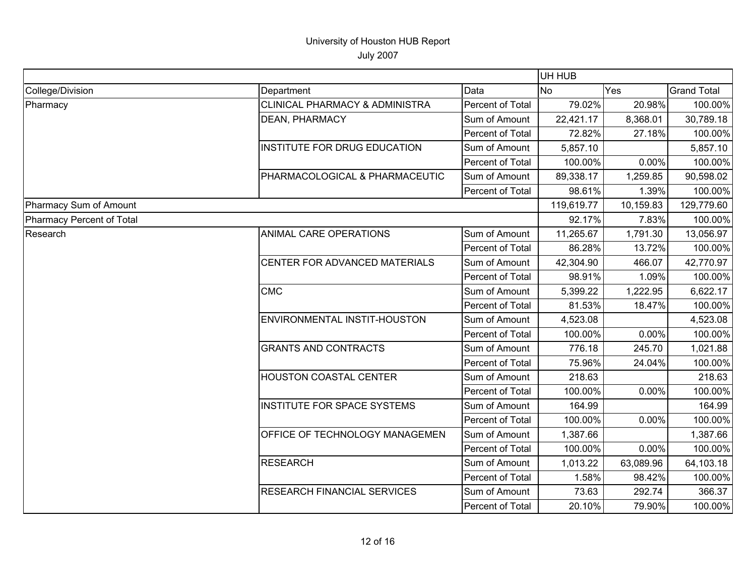# University of Houston HUB Report

July 2007

| | | | UH HUB | | |
|---|---|---|---|---|---|
| College/Division | Department | Data | No | Yes | Grand Total |
| Pharmacy | CLINICAL PHARMACY & ADMINISTRA | Percent of Total | 79.02% | 20.98% | 100.00% |
| | DEAN, PHARMACY | Sum of Amount | 22,421.17 | 8,368.01 | 30,789.18 |
| | | Percent of Total | 72.82% | 27.18% | 100.00% |
| | INSTITUTE FOR DRUG EDUCATION | Sum of Amount | 5,857.10 | | 5,857.10 |
| | | Percent of Total | 100.00% | 0.00% | 100.00% |
| | PHARMACOLOGICAL & PHARMACEUTIC | Sum of Amount | 89,338.17 | 1,259.85 | 90,598.02 |
| | | Percent of Total | 98.61% | 1.39% | 100.00% |
| Pharmacy Sum of Amount | | | 119,619.77 | 10,159.83 | 129,779.60 |
| Pharmacy Percent of Total | | | 92.17% | 7.83% | 100.00% |
| Research | ANIMAL CARE OPERATIONS | Sum of Amount | 11,265.67 | 1,791.30 | 13,056.97 |
| | | Percent of Total | 86.28% | 13.72% | 100.00% |
| | CENTER FOR ADVANCED MATERIALS | Sum of Amount | 42,304.90 | 466.07 | 42,770.97 |
| | | Percent of Total | 98.91% | 1.09% | 100.00% |
| | CMC | Sum of Amount | 5,399.22 | 1,222.95 | 6,622.17 |
| | | Percent of Total | 81.53% | 18.47% | 100.00% |
| | ENVIRONMENTAL INSTIT-HOUSTON | Sum of Amount | 4,523.08 | | 4,523.08 |
| | | Percent of Total | 100.00% | 0.00% | 100.00% |
| | GRANTS AND CONTRACTS | Sum of Amount | 776.18 | 245.70 | 1,021.88 |
| | | Percent of Total | 75.96% | 24.04% | 100.00% |
| | HOUSTON COASTAL CENTER | Sum of Amount | 218.63 | | 218.63 |
| | | Percent of Total | 100.00% | 0.00% | 100.00% |
| | INSTITUTE FOR SPACE SYSTEMS | Sum of Amount | 164.99 | | 164.99 |
| | | Percent of Total | 100.00% | 0.00% | 100.00% |
| | OFFICE OF TECHNOLOGY MANAGEMEN | Sum of Amount | 1,387.66 | | 1,387.66 |
| | | Percent of Total | 100.00% | 0.00% | 100.00% |
| | RESEARCH | Sum of Amount | 1,013.22 | 63,089.96 | 64,103.18 |
| | | Percent of Total | 1.58% | 98.42% | 100.00% |
| | RESEARCH FINANCIAL SERVICES | Sum of Amount | 73.63 | 292.74 | 366.37 |
| | | Percent of Total | 20.10% | 79.90% | 100.00% |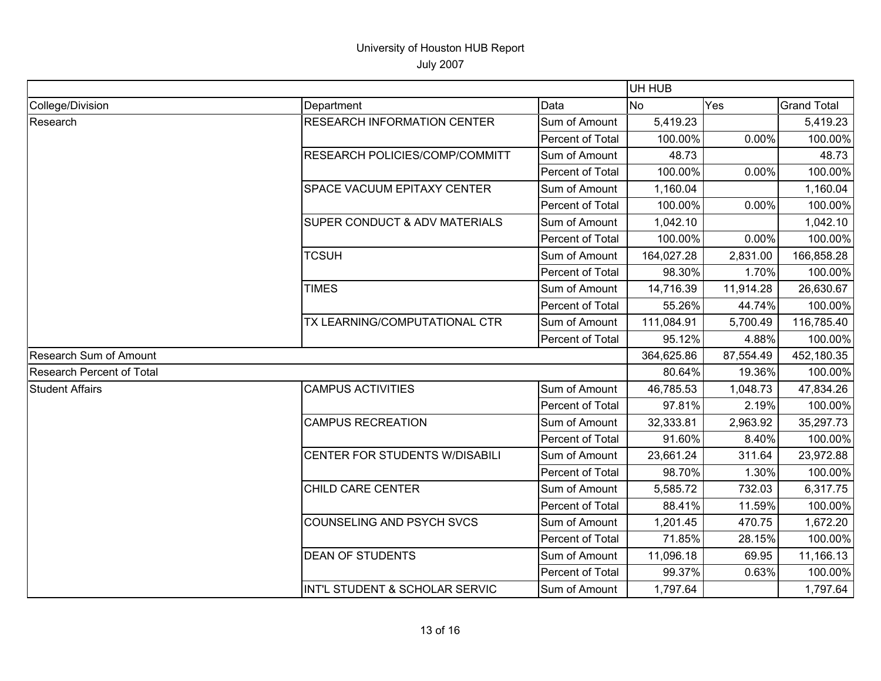# University of Houston HUB Report

July 2007

| | | | UH HUB | | |
|---|---|---|---|---|---|
| College/Division | Department | Data | No | Yes | Grand Total |
| Research | RESEARCH INFORMATION CENTER | Sum of Amount | 5,419.23 | | 5,419.23 |
| | | Percent of Total | 100.00% | 0.00% | 100.00% |
| | RESEARCH POLICIES/COMP/COMMITT | Sum of Amount | 48.73 | | 48.73 |
| | | Percent of Total | 100.00% | 0.00% | 100.00% |
| | SPACE VACUUM EPITAXY CENTER | Sum of Amount | 1,160.04 | | 1,160.04 |
| | | Percent of Total | 100.00% | 0.00% | 100.00% |
| | SUPER CONDUCT & ADV MATERIALS | Sum of Amount | 1,042.10 | | 1,042.10 |
| | | Percent of Total | 100.00% | 0.00% | 100.00% |
| | TCSUH | Sum of Amount | 164,027.28 | 2,831.00 | 166,858.28 |
| | | Percent of Total | 98.30% | 1.70% | 100.00% |
| | TIMES | Sum of Amount | 14,716.39 | 11,914.28 | 26,630.67 |
| | | Percent of Total | 55.26% | 44.74% | 100.00% |
| | TX LEARNING/COMPUTATIONAL CTR | Sum of Amount | 111,084.91 | 5,700.49 | 116,785.40 |
| | | Percent of Total | 95.12% | 4.88% | 100.00% |
| Research Sum of Amount | | | 364,625.86 | 87,554.49 | 452,180.35 |
| Research Percent of Total | | | 80.64% | 19.36% | 100.00% |
| Student Affairs | CAMPUS ACTIVITIES | Sum of Amount | 46,785.53 | 1,048.73 | 47,834.26 |
| | | Percent of Total | 97.81% | 2.19% | 100.00% |
| | CAMPUS RECREATION | Sum of Amount | 32,333.81 | 2,963.92 | 35,297.73 |
| | | Percent of Total | 91.60% | 8.40% | 100.00% |
| | CENTER FOR STUDENTS W/DISABILI | Sum of Amount | 23,661.24 | 311.64 | 23,972.88 |
| | | Percent of Total | 98.70% | 1.30% | 100.00% |
| | CHILD CARE CENTER | Sum of Amount | 5,585.72 | 732.03 | 6,317.75 |
| | | Percent of Total | 88.41% | 11.59% | 100.00% |
| | COUNSELING AND PSYCH SVCS | Sum of Amount | 1,201.45 | 470.75 | 1,672.20 |
| | | Percent of Total | 71.85% | 28.15% | 100.00% |
| | DEAN OF STUDENTS | Sum of Amount | 11,096.18 | 69.95 | 11,166.13 |
| | | Percent of Total | 99.37% | 0.63% | 100.00% |
| | INT'L STUDENT & SCHOLAR SERVIC | Sum of Amount | 1,797.64 | | 1,797.64 |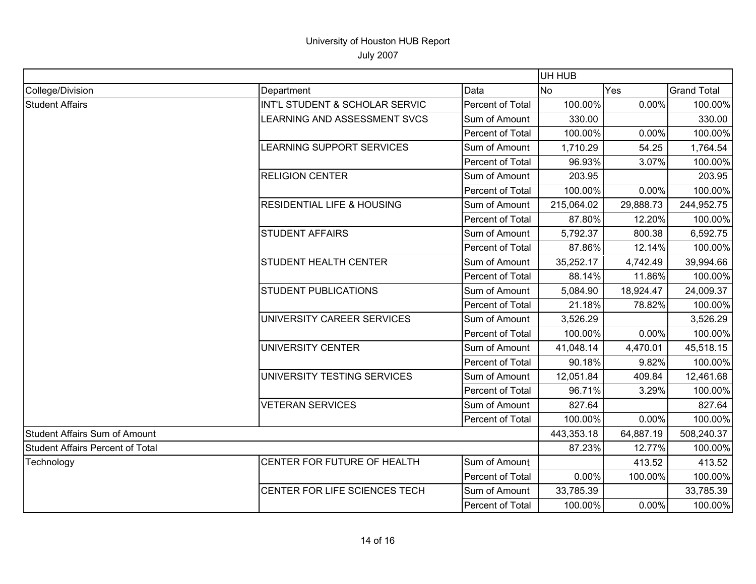# University of Houston HUB Report

July 2007

| | | | UH HUB | | |
|---|---|---|---|---|---|
| College/Division | Department | Data | No | Yes | Grand Total |
| Student Affairs | INT'L STUDENT & SCHOLAR SERVIC | Percent of Total | 100.00% | 0.00% | 100.00% |
| | LEARNING AND ASSESSMENT SVCS | Sum of Amount | 330.00 | | 330.00 |
| | | Percent of Total | 100.00% | 0.00% | 100.00% |
| | LEARNING SUPPORT SERVICES | Sum of Amount | 1,710.29 | 54.25 | 1,764.54 |
| | | Percent of Total | 96.93% | 3.07% | 100.00% |
| | RELIGION CENTER | Sum of Amount | 203.95 | | 203.95 |
| | | Percent of Total | 100.00% | 0.00% | 100.00% |
| | RESIDENTIAL LIFE & HOUSING | Sum of Amount | 215,064.02 | 29,888.73 | 244,952.75 |
| | | Percent of Total | 87.80% | 12.20% | 100.00% |
| | STUDENT AFFAIRS | Sum of Amount | 5,792.37 | 800.38 | 6,592.75 |
| | | Percent of Total | 87.86% | 12.14% | 100.00% |
| | STUDENT HEALTH CENTER | Sum of Amount | 35,252.17 | 4,742.49 | 39,994.66 |
| | | Percent of Total | 88.14% | 11.86% | 100.00% |
| | STUDENT PUBLICATIONS | Sum of Amount | 5,084.90 | 18,924.47 | 24,009.37 |
| | | Percent of Total | 21.18% | 78.82% | 100.00% |
| | UNIVERSITY CAREER SERVICES | Sum of Amount | 3,526.29 | | 3,526.29 |
| | | Percent of Total | 100.00% | 0.00% | 100.00% |
| | UNIVERSITY CENTER | Sum of Amount | 41,048.14 | 4,470.01 | 45,518.15 |
| | | Percent of Total | 90.18% | 9.82% | 100.00% |
| | UNIVERSITY TESTING SERVICES | Sum of Amount | 12,051.84 | 409.84 | 12,461.68 |
| | | Percent of Total | 96.71% | 3.29% | 100.00% |
| | VETERAN SERVICES | Sum of Amount | 827.64 | | 827.64 |
| | | Percent of Total | 100.00% | 0.00% | 100.00% |
| Student Affairs Sum of Amount | | | 443,353.18 | 64,887.19 | 508,240.37 |
| Student Affairs Percent of Total | | | 87.23% | 12.77% | 100.00% |
| Technology | CENTER FOR FUTURE OF HEALTH | Sum of Amount | | 413.52 | 413.52 |
| | | Percent of Total | 0.00% | 100.00% | 100.00% |
| | CENTER FOR LIFE SCIENCES TECH | Sum of Amount | 33,785.39 | | 33,785.39 |
| | | Percent of Total | 100.00% | 0.00% | 100.00% |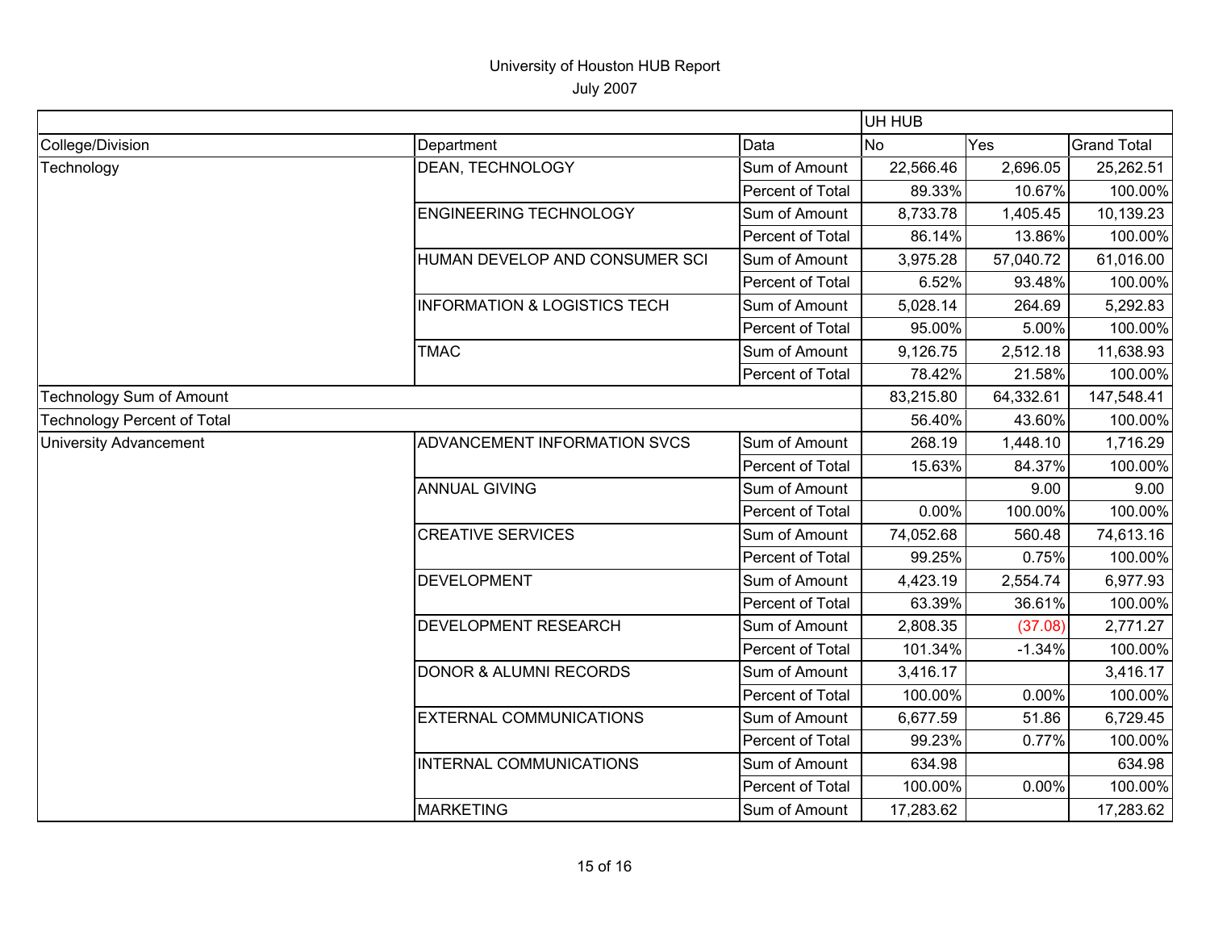# University of Houston HUB Report

July 2007

| | | | UH HUB | | |
|---|---|---|---|---|---|
| College/Division | Department | Data | No | Yes | Grand Total |
| Technology | DEAN, TECHNOLOGY | Sum of Amount | 22,566.46 | 2,696.05 | 25,262.51 |
| | | Percent of Total | 89.33% | 10.67% | 100.00% |
| | ENGINEERING TECHNOLOGY | Sum of Amount | 8,733.78 | 1,405.45 | 10,139.23 |
| | | Percent of Total | 86.14% | 13.86% | 100.00% |
| | HUMAN DEVELOP AND CONSUMER SCI | Sum of Amount | 3,975.28 | 57,040.72 | 61,016.00 |
| | | Percent of Total | 6.52% | 93.48% | 100.00% |
| | INFORMATION & LOGISTICS TECH | Sum of Amount | 5,028.14 | 264.69 | 5,292.83 |
| | | Percent of Total | 95.00% | 5.00% | 100.00% |
| | TMAC | Sum of Amount | 9,126.75 | 2,512.18 | 11,638.93 |
| | | Percent of Total | 78.42% | 21.58% | 100.00% |
| Technology Sum of Amount | | | 83,215.80 | 64,332.61 | 147,548.41 |
| Technology Percent of Total | | | 56.40% | 43.60% | 100.00% |
| University Advancement | ADVANCEMENT INFORMATION SVCS | Sum of Amount | 268.19 | 1,448.10 | 1,716.29 |
| | | Percent of Total | 15.63% | 84.37% | 100.00% |
| | ANNUAL GIVING | Sum of Amount | | 9.00 | 9.00 |
| | | Percent of Total | 0.00% | 100.00% | 100.00% |
| | CREATIVE SERVICES | Sum of Amount | 74,052.68 | 560.48 | 74,613.16 |
| | | Percent of Total | 99.25% | 0.75% | 100.00% |
| | DEVELOPMENT | Sum of Amount | 4,423.19 | 2,554.74 | 6,977.93 |
| | | Percent of Total | 63.39% | 36.61% | 100.00% |
| | DEVELOPMENT RESEARCH | Sum of Amount | 2,808.35 | (37.08) | 2,771.27 |
| | | Percent of Total | 101.34% | -1.34% | 100.00% |
| | DONOR & ALUMNI RECORDS | Sum of Amount | 3,416.17 | | 3,416.17 |
| | | Percent of Total | 100.00% | 0.00% | 100.00% |
| | EXTERNAL COMMUNICATIONS | Sum of Amount | 6,677.59 | 51.86 | 6,729.45 |
| | | Percent of Total | 99.23% | 0.77% | 100.00% |
| | INTERNAL COMMUNICATIONS | Sum of Amount | 634.98 | | 634.98 |
| | | Percent of Total | 100.00% | 0.00% | 100.00% |
| | MARKETING | Sum of Amount | 17,283.62 | | 17,283.62 |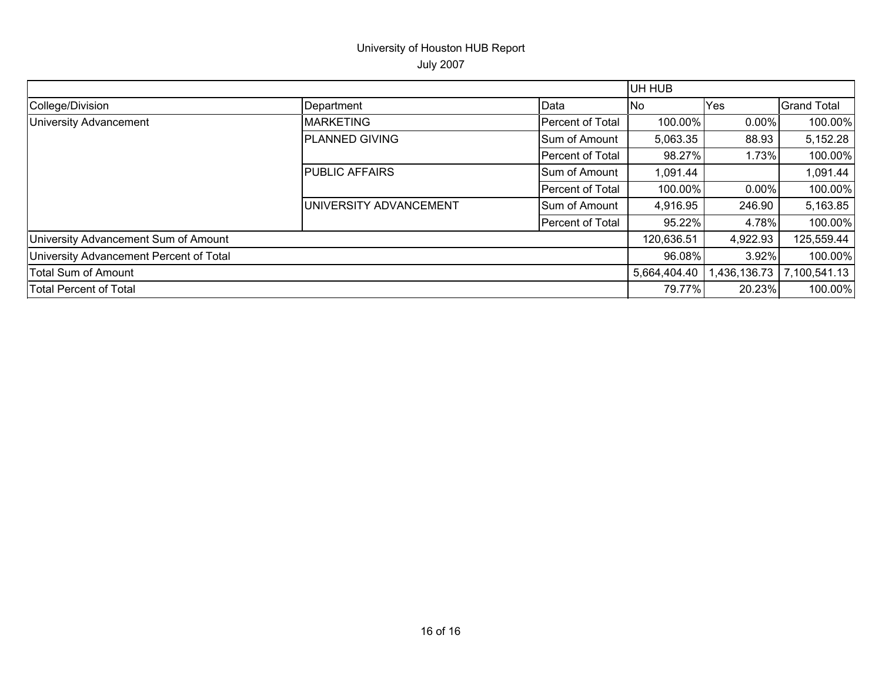University of Houston HUB Report

July 2007

| | | | UH HUB | | |
|---|---|---|---|---|---|
| College/Division | Department | Data | No | Yes | Grand Total |
| University Advancement | MARKETING | Percent of Total | 100.00% | 0.00% | 100.00% |
| | PLANNED GIVING | Sum of Amount | 5,063.35 | 88.93 | 5,152.28 |
| | | Percent of Total | 98.27% | 1.73% | 100.00% |
| | PUBLIC AFFAIRS | Sum of Amount | 1,091.44 | | 1,091.44 |
| | | Percent of Total | 100.00% | 0.00% | 100.00% |
| | UNIVERSITY ADVANCEMENT | Sum of Amount | 4,916.95 | 246.90 | 5,163.85 |
| | | Percent of Total | 95.22% | 4.78% | 100.00% |
| University Advancement Sum of Amount | | | 120,636.51 | 4,922.93 | 125,559.44 |
| University Advancement Percent of Total | | | 96.08% | 3.92% | 100.00% |
| Total Sum of Amount | | | 5,664,404.40 | 1,436,136.73 | 7,100,541.13 |
| Total Percent of Total | | | 79.77% | 20.23% | 100.00% |